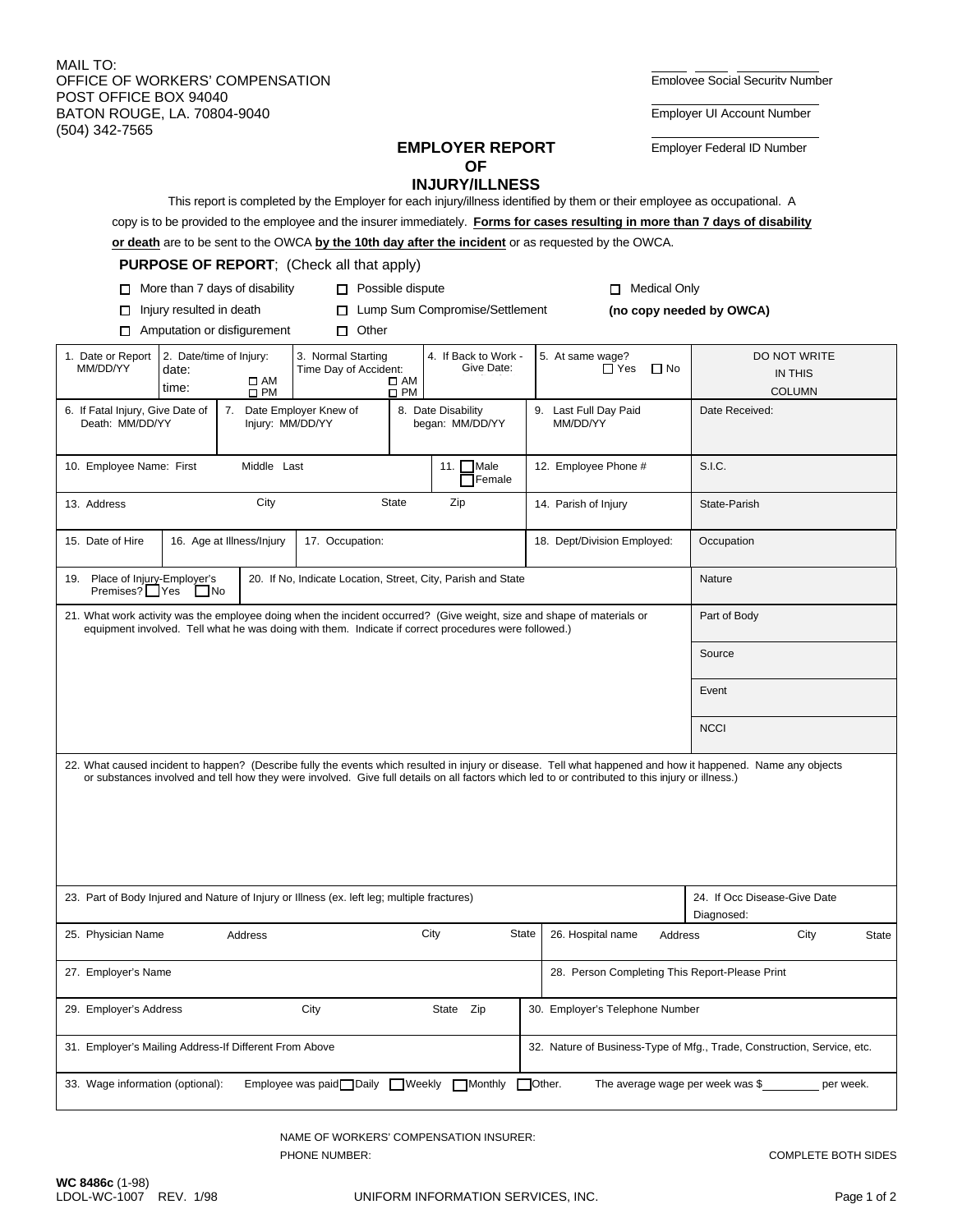MAIL TO:
OFFICE OF WORKERS' COMPENSATION
POST OFFICE BOX 94040
BATON ROUGE, LA. 70804-9040
(504) 342-7565

_____ _____ __________
Employee Social Security Number

__________
Employer UI Account Number

__________
Employer Federal ID Number

# EMPLOYER REPORT OF INJURY/ILLNESS

This report is completed by the Employer for each injury/illness identified by them or their employee as occupational. A copy is to be provided to the employee and the insurer immediately. **Forms for cases resulting in more than 7 days of disability or death** are to be sent to the OWCA **by the 10th day after the incident** or as requested by the OWCA.

**PURPOSE OF REPORT**; (Check all that apply)

- ☐ More than 7 days of disability
- ☐ Injury resulted in death
- ☐ Amputation or disfigurement
- ☐ Possible dispute
- ☐ Lump Sum Compromise/Settlement
- ☐ Other
- ☐ Medical Only **(no copy needed by OWCA)**

| | | | | | DO NOT WRITE IN THIS COLUMN |
|---|---|---|---|---|---|
| 1. Date or Report MM/DD/YY | 2. Date/time of Injury: date: time: ☐ AM ☐ PM | 3. Normal Starting Time Day of Accident: ☐ AM ☐ PM | 4. If Back to Work - Give Date: | 5. At same wage? ☐ Yes ☐ No | |
| 6. If Fatal Injury, Give Date of Death: MM/DD/YY | 7. Date Employer Knew of Injury: MM/DD/YY | 8. Date Disability began: MM/DD/YY | | 9. Last Full Day Paid MM/DD/YY | Date Received: |
| 10. Employee Name: First Middle Last | | 11. ☐ Male ☐ Female | | 12. Employee Phone # | S.I.C. |
| 13. Address City State Zip | | | | 14. Parish of Injury | State-Parish |
| 15. Date of Hire | 16. Age at Illness/Injury | 17. Occupation: | | 18. Dept/Division Employed: | Occupation |
| 19. Place of Injury-Employer's Premises? ☐ Yes ☐ No | 20. If No, Indicate Location, Street, City, Parish and State | | | | Nature |
| 21. What work activity was the employee doing when the incident occurred? (Give weight, size and shape of materials or equipment involved. Tell what he was doing with them. Indicate if correct procedures were followed.) | | | | | Part of Body |
| | | | | | Source |
| | | | | | Event |
| | | | | | NCCI |
| 22. What caused incident to happen? (Describe fully the events which resulted in injury or disease. Tell what happened and how it happened. Name any objects or substances involved and tell how they were involved. Give full details on all factors which led to or contributed to this injury or illness.) | | | | | |
| 23. Part of Body Injured and Nature of Injury or Illness (ex. left leg; multiple fractures) | | | | | 24. If Occ Disease-Give Date Diagnosed: |
| 25. Physician Name Address City State | | | 26. Hospital name Address City State | | |
| 27. Employer's Name | | | 28. Person Completing This Report-Please Print | | |
| 29. Employer's Address City State Zip | | | 30. Employer's Telephone Number | | |
| 31. Employer's Mailing Address-If Different From Above | | | 32. Nature of Business-Type of Mfg., Trade, Construction, Service, etc. | | |
| 33. Wage information (optional): Employee was paid ☐ Daily ☐ Weekly ☐ Monthly ☐ Other. The average wage per week was $_______ per week. | | | | | |

NAME OF WORKERS' COMPENSATION INSURER:
PHONE NUMBER:

COMPLETE BOTH SIDES

**WC 8486c** (1-98)
LDOL-WC-1007 REV. 1/98

UNIFORM INFORMATION SERVICES, INC.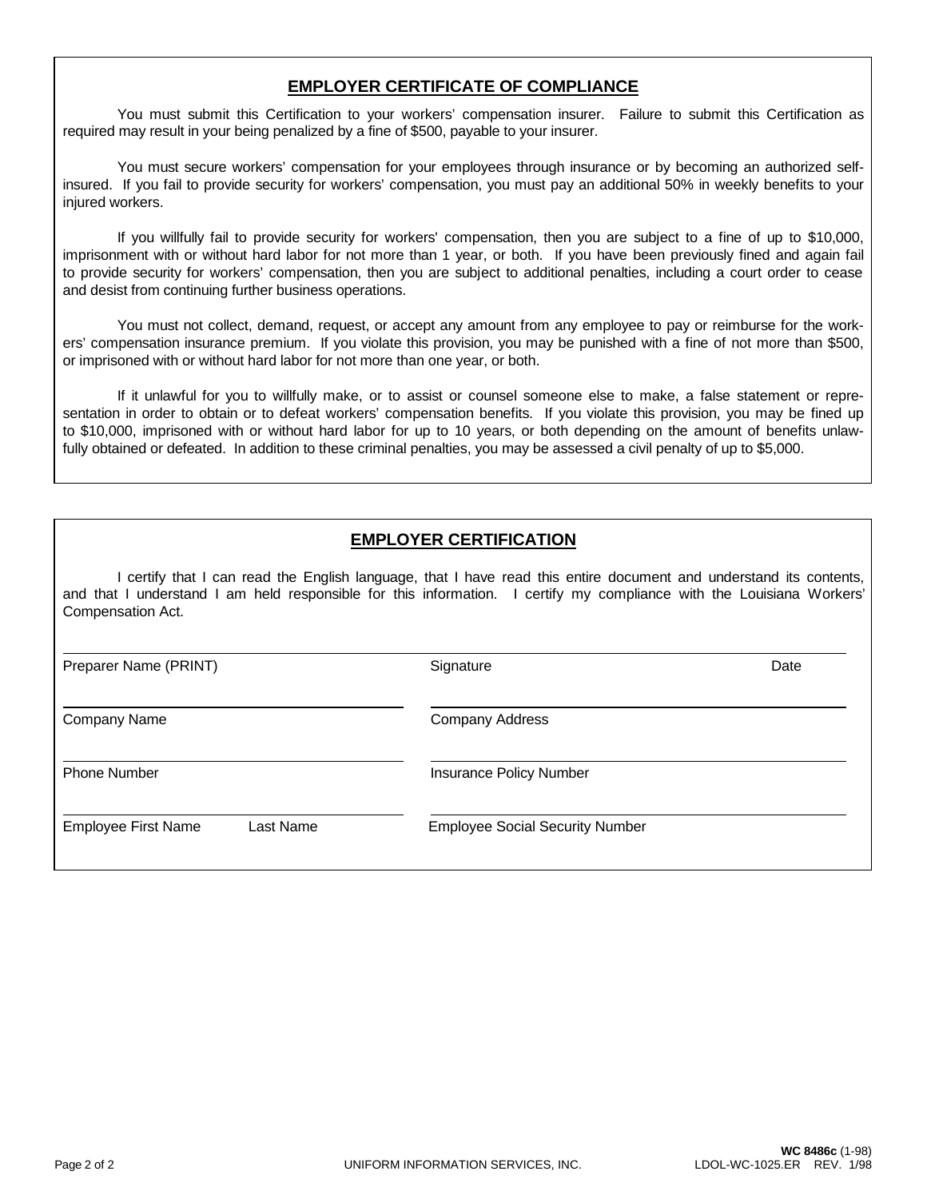## EMPLOYER CERTIFICATE OF COMPLIANCE

You must submit this Certification to your workers' compensation insurer. Failure to submit this Certification as required may result in your being penalized by a fine of $500, payable to your insurer.

You must secure workers' compensation for your employees through insurance or by becoming an authorized self-insured. If you fail to provide security for workers' compensation, you must pay an additional 50% in weekly benefits to your injured workers.

If you willfully fail to provide security for workers' compensation, then you are subject to a fine of up to $10,000, imprisonment with or without hard labor for not more than 1 year, or both. If you have been previously fined and again fail to provide security for workers' compensation, then you are subject to additional penalties, including a court order to cease and desist from continuing further business operations.

You must not collect, demand, request, or accept any amount from any employee to pay or reimburse for the workers' compensation insurance premium. If you violate this provision, you may be punished with a fine of not more than $500, or imprisoned with or without hard labor for not more than one year, or both.

If it unlawful for you to willfully make, or to assist or counsel someone else to make, a false statement or representation in order to obtain or to defeat workers' compensation benefits. If you violate this provision, you may be fined up to $10,000, imprisoned with or without hard labor for up to 10 years, or both depending on the amount of benefits unlawfully obtained or defeated. In addition to these criminal penalties, you may be assessed a civil penalty of up to $5,000.

## EMPLOYER CERTIFICATION

I certify that I can read the English language, that I have read this entire document and understand its contents, and that I understand I am held responsible for this information. I certify my compliance with the Louisiana Workers' Compensation Act.

| | | |
|---|---|---|
| Preparer Name (PRINT) | Signature | Date |
| Company Name | Company Address | |
| Phone Number | Insurance Policy Number | |
| Employee First Name Last Name | Employee Social Security Number | |

**WC 8486c** (1-98)

UNIFORM INFORMATION SERVICES, INC.

LDOL-WC-1025.ER REV. 1/98